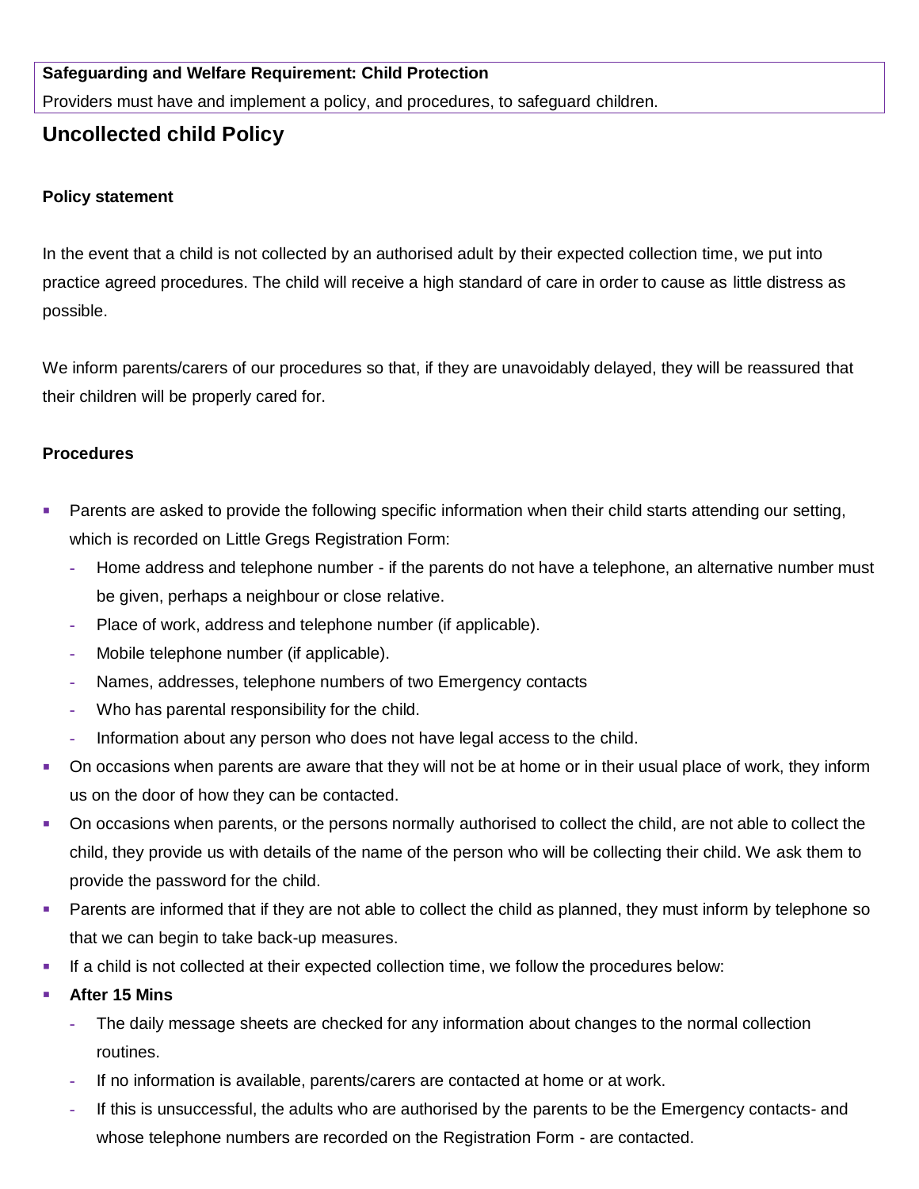**Safeguarding and Welfare Requirement: Child Protection**

Providers must have and implement a policy, and procedures, to safeguard children.

## Uncollected child Policy

### Policy statement

In the event that a child is not collected by an authorised adult by their expected collection time, we put into practice agreed procedures. The child will receive a high standard of care in order to cause as little distress as possible.

We inform parents/carers of our procedures so that, if they are unavoidably delayed, they will be reassured that their children will be properly cared for.

### Procedures

- Parents are asked to provide the following specific information when their child starts attending our setting, which is recorded on Little Gregs Registration Form:
  - Home address and telephone number - if the parents do not have a telephone, an alternative number must be given, perhaps a neighbour or close relative.
  - Place of work, address and telephone number (if applicable).
  - Mobile telephone number (if applicable).
  - Names, addresses, telephone numbers of two Emergency contacts
  - Who has parental responsibility for the child.
  - Information about any person who does not have legal access to the child.
- On occasions when parents are aware that they will not be at home or in their usual place of work, they inform us on the door of how they can be contacted.
- On occasions when parents, or the persons normally authorised to collect the child, are not able to collect the child, they provide us with details of the name of the person who will be collecting their child. We ask them to provide the password for the child.
- Parents are informed that if they are not able to collect the child as planned, they must inform by telephone so that we can begin to take back-up measures.
- If a child is not collected at their expected collection time, we follow the procedures below:
- **After 15 Mins**
  - The daily message sheets are checked for any information about changes to the normal collection routines.
  - If no information is available, parents/carers are contacted at home or at work.
  - If this is unsuccessful, the adults who are authorised by the parents to be the Emergency contacts- and whose telephone numbers are recorded on the Registration Form - are contacted.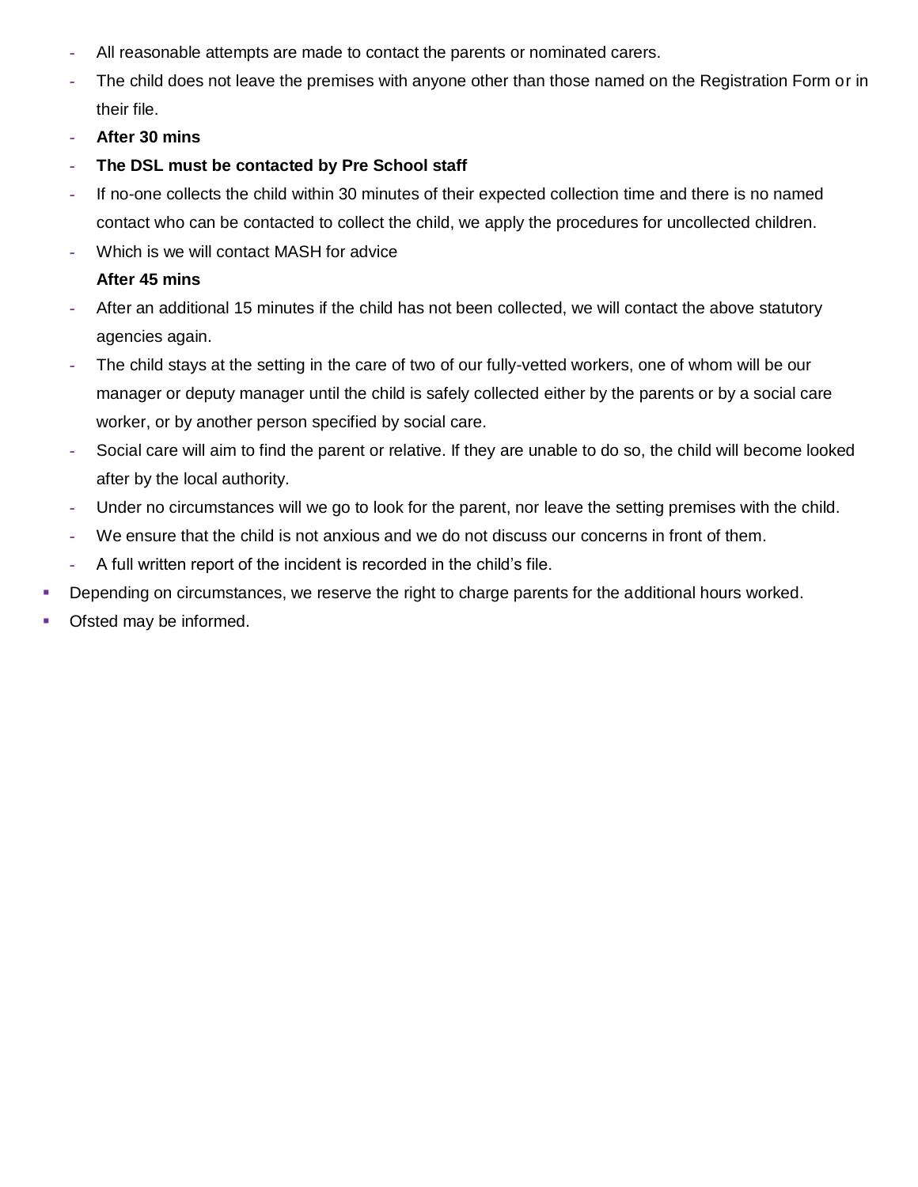- All reasonable attempts are made to contact the parents or nominated carers.
  - The child does not leave the premises with anyone other than those named on the Registration Form or in their file.
  - **After 30 mins**
  - **The DSL must be contacted by Pre School staff**
  - If no-one collects the child within 30 minutes of their expected collection time and there is no named contact who can be contacted to collect the child, we apply the procedures for uncollected children.
  - Which is we will contact MASH for advice

    **After 45 mins**
  - After an additional 15 minutes if the child has not been collected, we will contact the above statutory agencies again.
  - The child stays at the setting in the care of two of our fully-vetted workers, one of whom will be our manager or deputy manager until the child is safely collected either by the parents or by a social care worker, or by another person specified by social care.
  - Social care will aim to find the parent or relative. If they are unable to do so, the child will become looked after by the local authority.
  - Under no circumstances will we go to look for the parent, nor leave the setting premises with the child.
  - We ensure that the child is not anxious and we do not discuss our concerns in front of them.
  - A full written report of the incident is recorded in the child's file.
- Depending on circumstances, we reserve the right to charge parents for the additional hours worked.
- Ofsted may be informed.